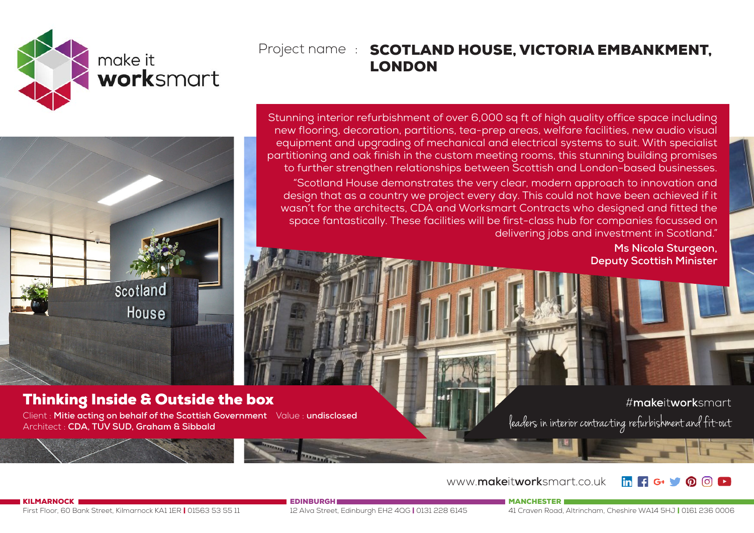make it **work**smart

Project name : **SCOTLAND HOUSE, VICTORIA EMBANKMENT, LONDON**

Stunning interior refurbishment of over 6,000 sq ft of high quality office space including new flooring, decoration, partitions, tea-prep areas, welfare facilities, new audio visual equipment and upgrading of mechanical and electrical systems to suit. With specialist partitioning and oak finish in the custom meeting rooms, this stunning building promises to further strengthen relationships between Scottish and London-based businesses.

"Scotland House demonstrates the very clear, modern approach to innovation and design that as a country we project every day. This could not have been achieved if it wasn't for the architects, CDA and Worksmart Contracts who designed and fitted the space fantastically. These facilities will be first-class hub for companies focussed on delivering jobs and investment in Scotland."

**Ms Nicola Sturgeon, Deputy Scottish Minister**

## Thinking Inside & Outside the box

Client : **Mitie acting on behalf of the Scottish Government** Value : **undisclosed**
Architect : **CDA, TUV SUD, Graham & Sibbald**

#**make**it**work**smart

leaders in interior contracting refurbishment and fit-out

www.**make**it**work**smart.co.uk

**KILMARNOCK**
First Floor, 60 Bank Street, Kilmarnock KA1 1ER | 01563 53 55 11

**EDINBURGH**
12 Alva Street, Edinburgh EH2 4QG | 0131 228 6145

**MANCHESTER**
41 Craven Road, Altrincham, Cheshire WA14 5HJ | 0161 236 0006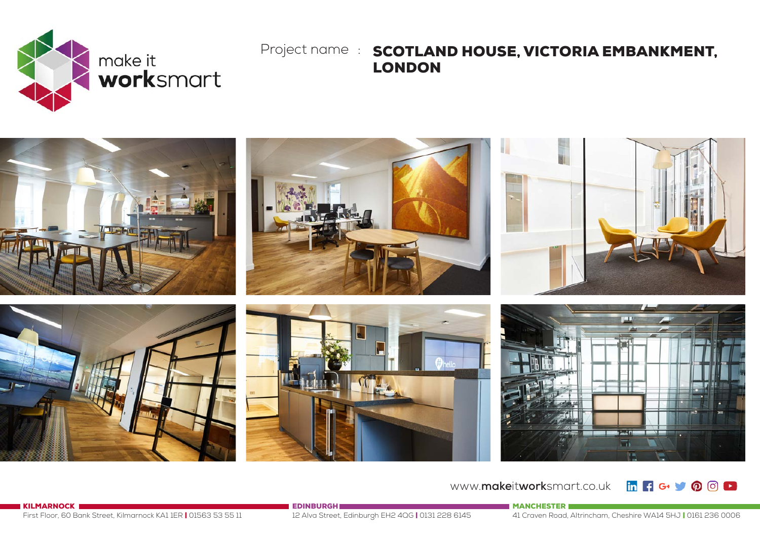make it **work**smart

Project name : **SCOTLAND HOUSE, VICTORIA EMBANKMENT, LONDON**

www.**make**it**work**smart.co.uk

**KILMARNOCK**
First Floor, 60 Bank Street, Kilmarnock KA1 1ER | 01563 53 55 11

**EDINBURGH**
12 Alva Street, Edinburgh EH2 4QG | 0131 228 6145

**MANCHESTER**
41 Craven Road, Altrincham, Cheshire WA14 5HJ | 0161 236 0006